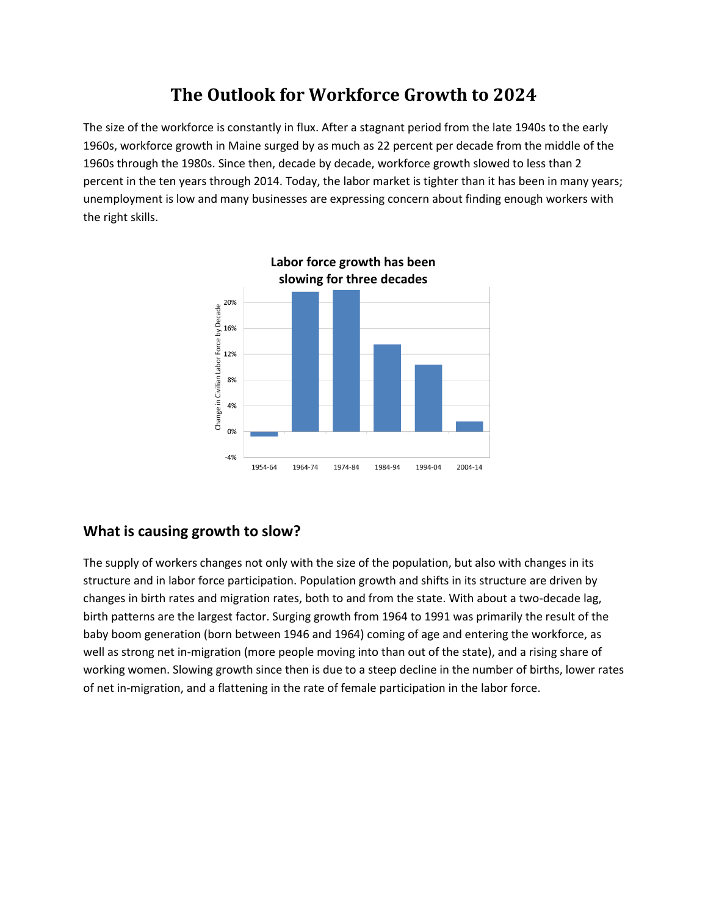# The Outlook for Workforce Growth to 2024

The size of the workforce is constantly in flux. After a stagnant period from the late 1940s to the early 1960s, workforce growth in Maine surged by as much as 22 percent per decade from the middle of the 1960s through the 1980s. Since then, decade by decade, workforce growth slowed to less than 2 percent in the ten years through 2014. Today, the labor market is tighter than it has been in many years; unemployment is low and many businesses are expressing concern about finding enough workers with the right skills.

**Labor force growth has been slowing for three decades**

## What is causing growth to slow?

The supply of workers changes not only with the size of the population, but also with changes in its structure and in labor force participation. Population growth and shifts in its structure are driven by changes in birth rates and migration rates, both to and from the state. With about a two-decade lag, birth patterns are the largest factor. Surging growth from 1964 to 1991 was primarily the result of the baby boom generation (born between 1946 and 1964) coming of age and entering the workforce, as well as strong net in-migration (more people moving into than out of the state), and a rising share of working women. Slowing growth since then is due to a steep decline in the number of births, lower rates of net in-migration, and a flattening in the rate of female participation in the labor force.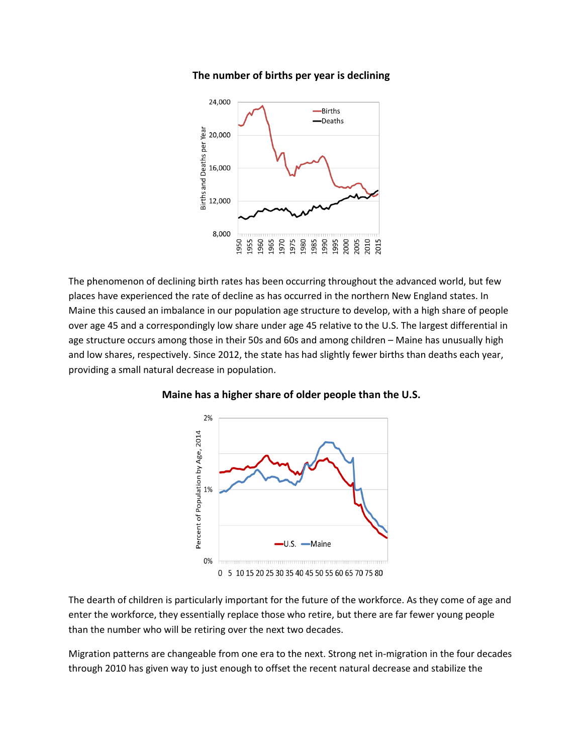**The number of births per year is declining**

The phenomenon of declining birth rates has been occurring throughout the advanced world, but few places have experienced the rate of decline as has occurred in the northern New England states. In Maine this caused an imbalance in our population age structure to develop, with a high share of people over age 45 and a correspondingly low share under age 45 relative to the U.S. The largest differential in age structure occurs among those in their 50s and 60s and among children – Maine has unusually high and low shares, respectively. Since 2012, the state has had slightly fewer births than deaths each year, providing a small natural decrease in population.

**Maine has a higher share of older people than the U.S.**

The dearth of children is particularly important for the future of the workforce. As they come of age and enter the workforce, they essentially replace those who retire, but there are far fewer young people than the number who will be retiring over the next two decades.

Migration patterns are changeable from one era to the next. Strong net in-migration in the four decades through 2010 has given way to just enough to offset the recent natural decrease and stabilize the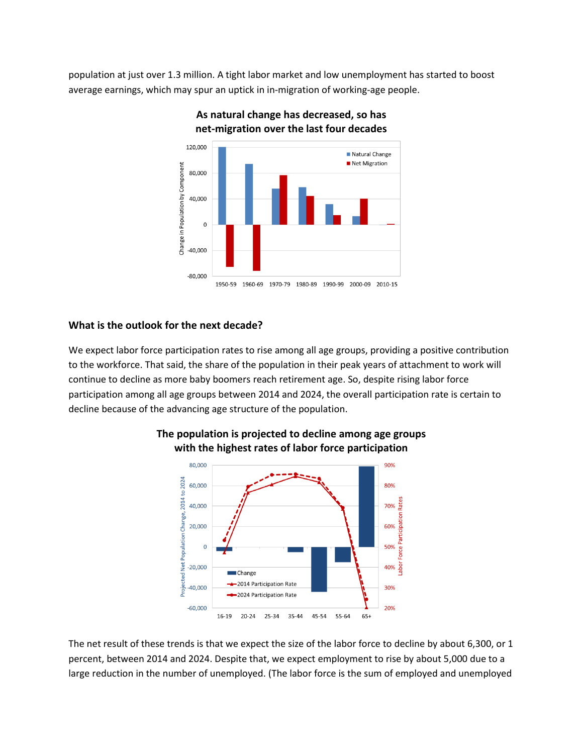population at just over 1.3 million. A tight labor market and low unemployment has started to boost average earnings, which may spur an uptick in in-migration of working-age people.

**As natural change has decreased, so has net-migration over the last four decades**

## What is the outlook for the next decade?

We expect labor force participation rates to rise among all age groups, providing a positive contribution to the workforce. That said, the share of the population in their peak years of attachment to work will continue to decline as more baby boomers reach retirement age. So, despite rising labor force participation among all age groups between 2014 and 2024, the overall participation rate is certain to decline because of the advancing age structure of the population.

**The population is projected to decline among age groups with the highest rates of labor force participation**

The net result of these trends is that we expect the size of the labor force to decline by about 6,300, or 1 percent, between 2014 and 2024. Despite that, we expect employment to rise by about 5,000 due to a large reduction in the number of unemployed. (The labor force is the sum of employed and unemployed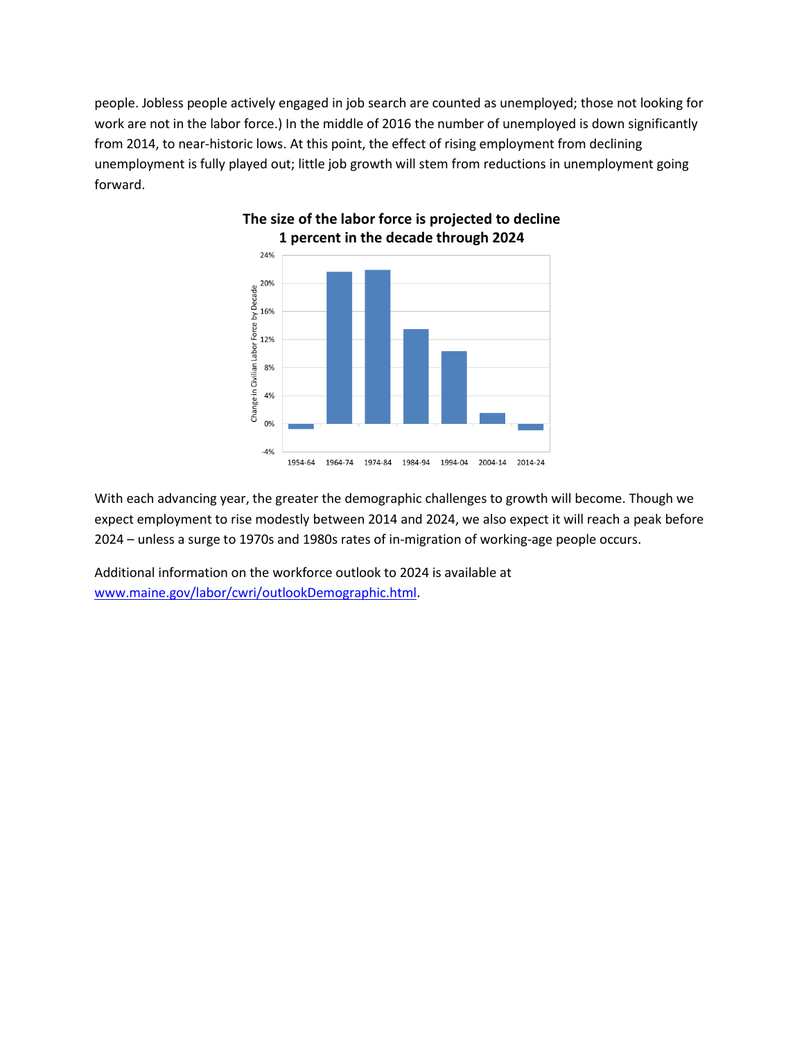people. Jobless people actively engaged in job search are counted as unemployed; those not looking for work are not in the labor force.) In the middle of 2016 the number of unemployed is down significantly from 2014, to near-historic lows. At this point, the effect of rising employment from declining unemployment is fully played out; little job growth will stem from reductions in unemployment going forward.

**The size of the labor force is projected to decline 1 percent in the decade through 2024**

Change in Civilian Labor Force by Decade

24%
20%
16%
12%
8%
4%
0%
-4%

1954-64 1964-74 1974-84 1984-94 1994-04 2004-14 2014-24

With each advancing year, the greater the demographic challenges to growth will become. Though we expect employment to rise modestly between 2014 and 2024, we also expect it will reach a peak before 2024 – unless a surge to 1970s and 1980s rates of in-migration of working-age people occurs.

Additional information on the workforce outlook to 2024 is available at [www.maine.gov/labor/cwri/outlookDemographic.html](www.maine.gov/labor/cwri/outlookDemographic.html).